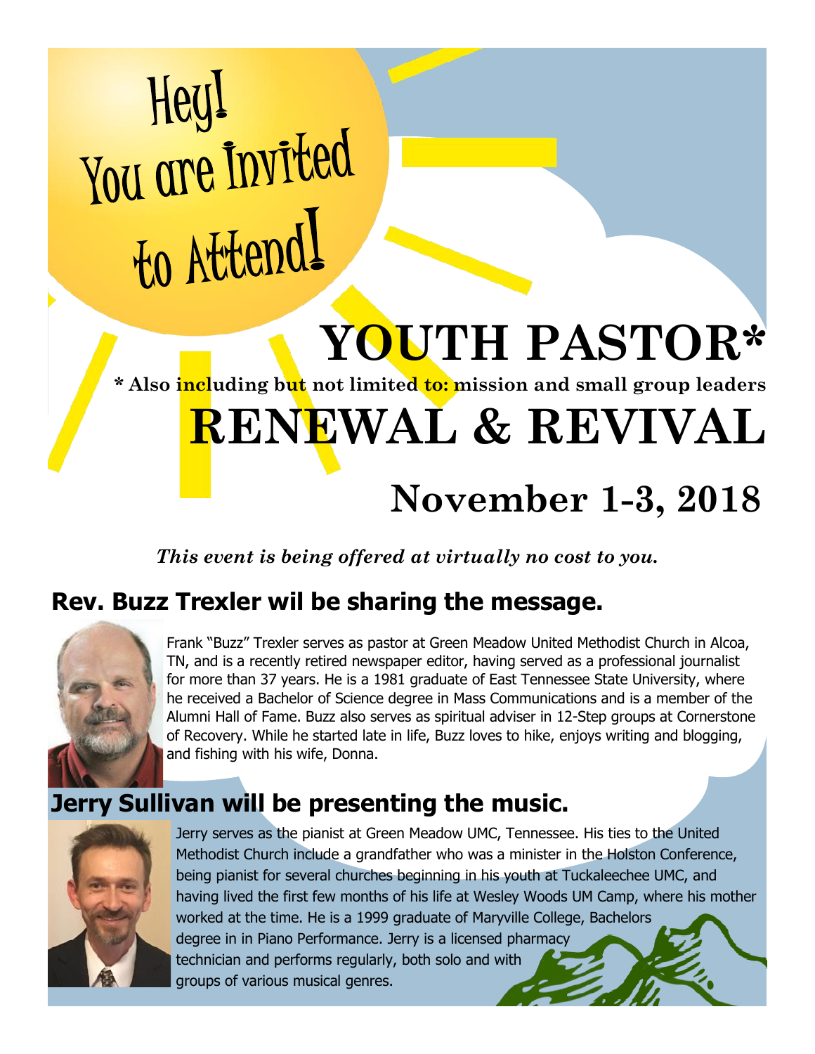# Hey! You are Invited to Attend!

# YOUTH PASTOR*

**\* Also including but not limited to: mission and small group leaders**

# RENEWAL & REVIVAL

## November 1-3, 2018

***This event is being offered at virtually no cost to you.***

## Rev. Buzz Trexler wil be sharing the message.

Frank "Buzz" Trexler serves as pastor at Green Meadow United Methodist Church in Alcoa, TN, and is a recently retired newspaper editor, having served as a professional journalist for more than 37 years. He is a 1981 graduate of East Tennessee State University, where he received a Bachelor of Science degree in Mass Communications and is a member of the Alumni Hall of Fame. Buzz also serves as spiritual adviser in 12-Step groups at Cornerstone of Recovery. While he started late in life, Buzz loves to hike, enjoys writing and blogging, and fishing with his wife, Donna.

## Jerry Sullivan will be presenting the music.

Jerry serves as the pianist at Green Meadow UMC, Tennessee. His ties to the United Methodist Church include a grandfather who was a minister in the Holston Conference, being pianist for several churches beginning in his youth at Tuckaleechee UMC, and having lived the first few months of his life at Wesley Woods UM Camp, where his mother worked at the time. He is a 1999 graduate of Maryville College, Bachelors degree in in Piano Performance. Jerry is a licensed pharmacy technician and performs regularly, both solo and with groups of various musical genres.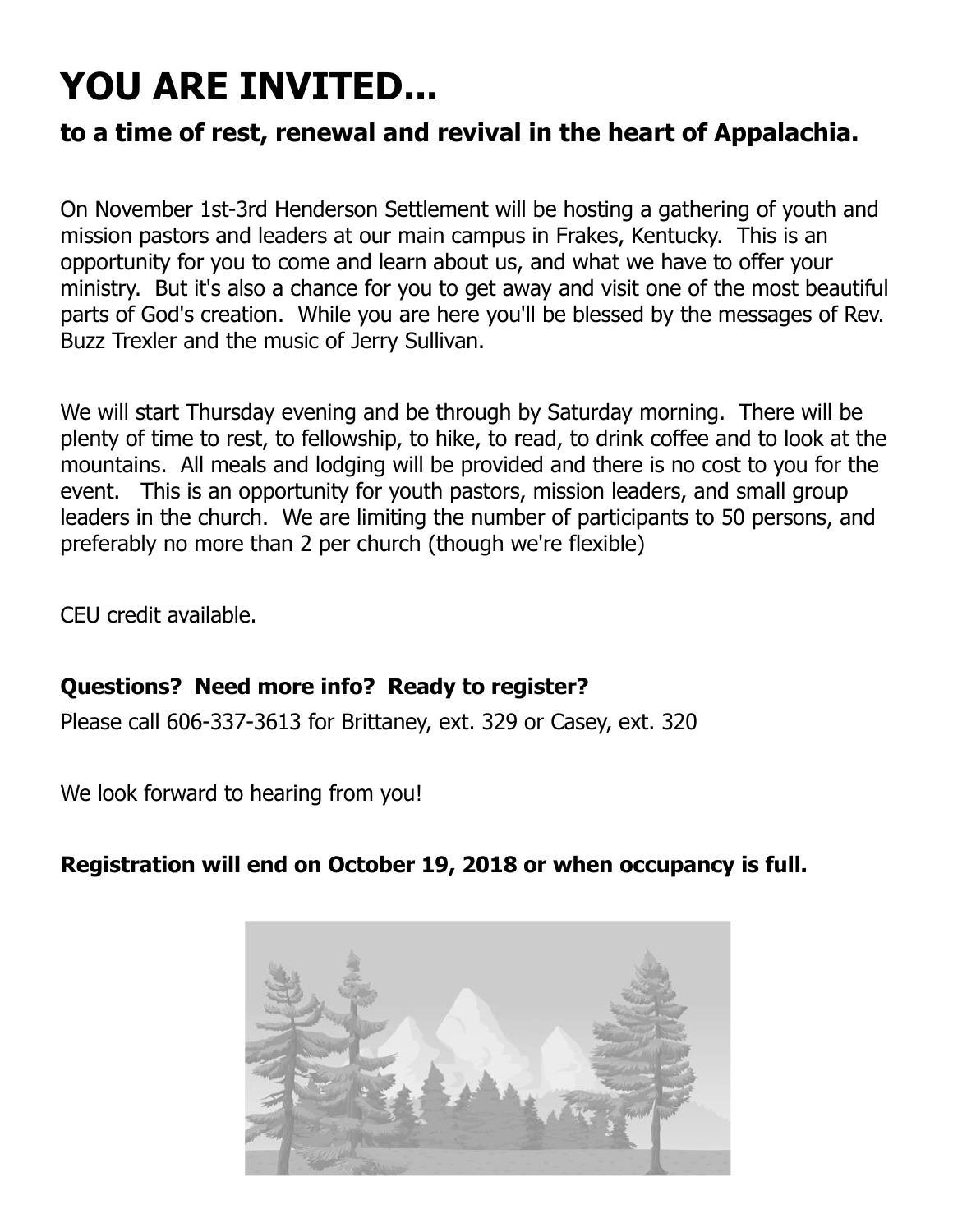# YOU ARE INVITED...

## to a time of rest, renewal and revival in the heart of Appalachia.

On November 1st-3rd Henderson Settlement will be hosting a gathering of youth and mission pastors and leaders at our main campus in Frakes, Kentucky. This is an opportunity for you to come and learn about us, and what we have to offer your ministry. But it's also a chance for you to get away and visit one of the most beautiful parts of God's creation. While you are here you'll be blessed by the messages of Rev. Buzz Trexler and the music of Jerry Sullivan.

We will start Thursday evening and be through by Saturday morning. There will be plenty of time to rest, to fellowship, to hike, to read, to drink coffee and to look at the mountains. All meals and lodging will be provided and there is no cost to you for the event. This is an opportunity for youth pastors, mission leaders, and small group leaders in the church. We are limiting the number of participants to 50 persons, and preferably no more than 2 per church (though we're flexible)

CEU credit available.

### Questions? Need more info? Ready to register?

Please call 606-337-3613 for Brittaney, ext. 329 or Casey, ext. 320

We look forward to hearing from you!

### Registration will end on October 19, 2018 or when occupancy is full.